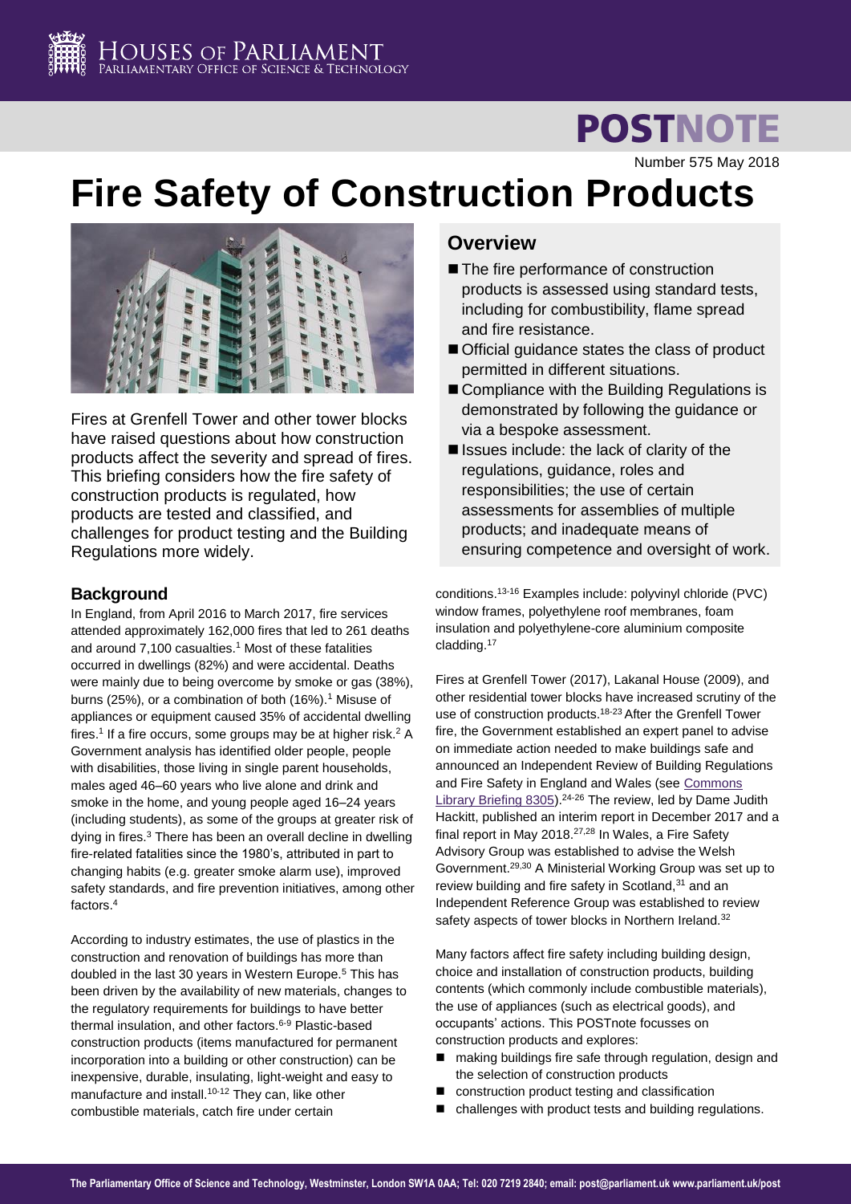# POSTNOTE

Number 575 May 2018

# Fire Safety of Construction Products

Fires at Grenfell Tower and other tower blocks have raised questions about how construction products affect the severity and spread of fires. This briefing considers how the fire safety of construction products is regulated, how products are tested and classified, and challenges for product testing and the Building Regulations more widely.

## Overview

- The fire performance of construction products is assessed using standard tests, including for combustibility, flame spread and fire resistance.
- Official guidance states the class of product permitted in different situations.
- Compliance with the Building Regulations is demonstrated by following the guidance or via a bespoke assessment.
- Issues include: the lack of clarity of the regulations, guidance, roles and responsibilities; the use of certain assessments for assemblies of multiple products; and inadequate means of ensuring competence and oversight of work.

## Background

In England, from April 2016 to March 2017, fire services attended approximately 162,000 fires that led to 261 deaths and around 7,100 casualties.[1] Most of these fatalities occurred in dwellings (82%) and were accidental. Deaths were mainly due to being overcome by smoke or gas (38%), burns (25%), or a combination of both (16%).[1] Misuse of appliances or equipment caused 35% of accidental dwelling fires.[1] If a fire occurs, some groups may be at higher risk.[2] A Government analysis has identified older people, people with disabilities, those living in single parent households, males aged 46–60 years who live alone and drink and smoke in the home, and young people aged 16–24 years (including students), as some of the groups at greater risk of dying in fires.[3] There has been an overall decline in dwelling fire-related fatalities since the 1980's, attributed in part to changing habits (e.g. greater smoke alarm use), improved safety standards, and fire prevention initiatives, among other factors.[4]

According to industry estimates, the use of plastics in the construction and renovation of buildings has more than doubled in the last 30 years in Western Europe.[5] This has been driven by the availability of new materials, changes to the regulatory requirements for buildings to have better thermal insulation, and other factors.[6-9] Plastic-based construction products (items manufactured for permanent incorporation into a building or other construction) can be inexpensive, durable, insulating, light-weight and easy to manufacture and install.[10-12] They can, like other combustible materials, catch fire under certain conditions.[13-16] Examples include: polyvinyl chloride (PVC) window frames, polyethylene roof membranes, foam insulation and polyethylene-core aluminium composite cladding.[17]

Fires at Grenfell Tower (2017), Lakanal House (2009), and other residential tower blocks have increased scrutiny of the use of construction products.[18-23] After the Grenfell Tower fire, the Government established an expert panel to advise on immediate action needed to make buildings safe and announced an Independent Review of Building Regulations and Fire Safety in England and Wales (see Commons Library Briefing 8305).[24-26] The review, led by Dame Judith Hackitt, published an interim report in December 2017 and a final report in May 2018.[27,28] In Wales, a Fire Safety Advisory Group was established to advise the Welsh Government.[29,30] A Ministerial Working Group was set up to review building and fire safety in Scotland,[31] and an Independent Reference Group was established to review safety aspects of tower blocks in Northern Ireland.[32]

Many factors affect fire safety including building design, choice and installation of construction products, building contents (which commonly include combustible materials), the use of appliances (such as electrical goods), and occupants' actions. This POSTnote focusses on construction products and explores:

- making buildings fire safe through regulation, design and the selection of construction products
- construction product testing and classification
- challenges with product tests and building regulations.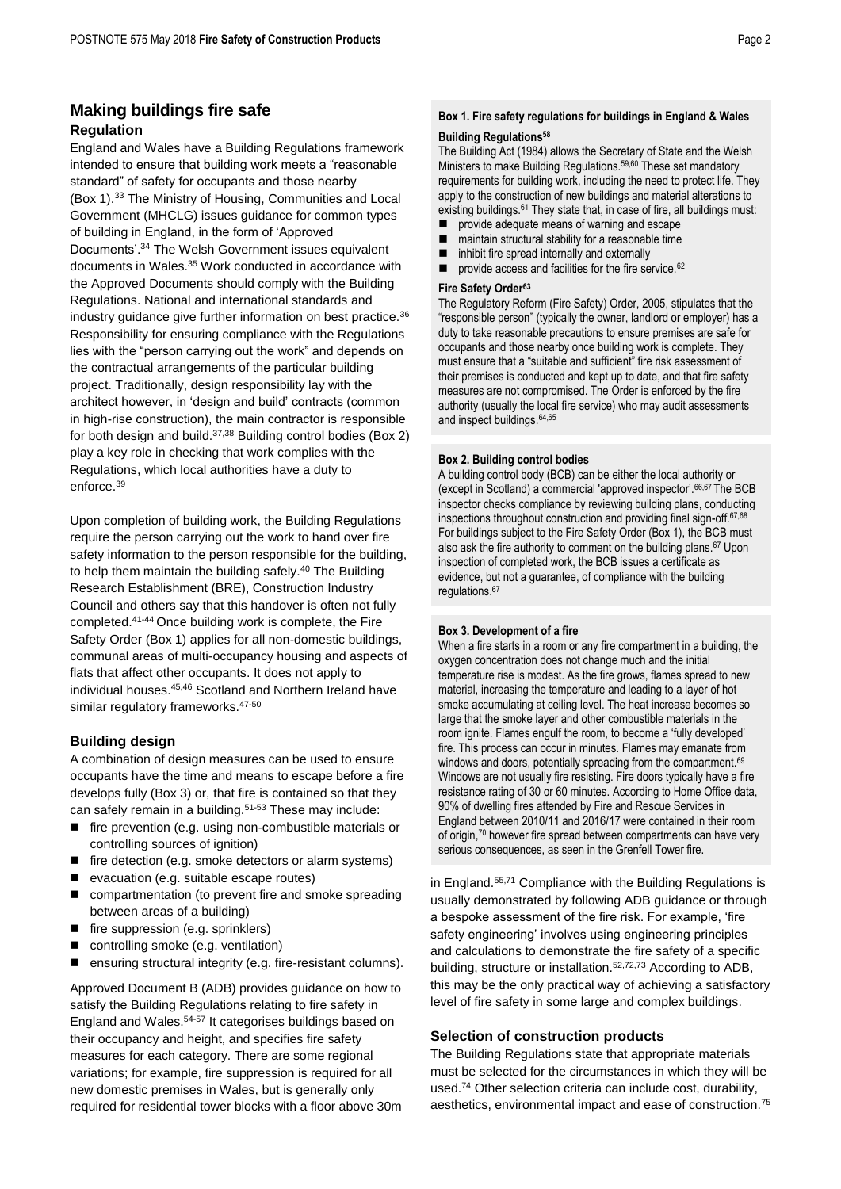## Making buildings fire safe

### Regulation

England and Wales have a Building Regulations framework intended to ensure that building work meets a "reasonable standard" of safety for occupants and those nearby (Box 1).[33] The Ministry of Housing, Communities and Local Government (MHCLG) issues guidance for common types of building in England, in the form of 'Approved Documents'.[34] The Welsh Government issues equivalent documents in Wales.[35] Work conducted in accordance with the Approved Documents should comply with the Building Regulations. National and international standards and industry guidance give further information on best practice.[36] Responsibility for ensuring compliance with the Regulations lies with the "person carrying out the work" and depends on the contractual arrangements of the particular building project. Traditionally, design responsibility lay with the architect however, in 'design and build' contracts (common in high-rise construction), the main contractor is responsible for both design and build.[37,38] Building control bodies (Box 2) play a key role in checking that work complies with the Regulations, which local authorities have a duty to enforce.[39]

Upon completion of building work, the Building Regulations require the person carrying out the work to hand over fire safety information to the person responsible for the building, to help them maintain the building safely.[40] The Building Research Establishment (BRE), Construction Industry Council and others say that this handover is often not fully completed.[41-44] Once building work is complete, the Fire Safety Order (Box 1) applies for all non-domestic buildings, communal areas of multi-occupancy housing and aspects of flats that affect other occupants. It does not apply to individual houses.[45,46] Scotland and Northern Ireland have similar regulatory frameworks.[47-50]

### Building design

A combination of design measures can be used to ensure occupants have the time and means to escape before a fire develops fully (Box 3) or, that fire is contained so that they can safely remain in a building.[51-53] These may include:

- fire prevention (e.g. using non-combustible materials or controlling sources of ignition)
- fire detection (e.g. smoke detectors or alarm systems)
- evacuation (e.g. suitable escape routes)
- compartmentation (to prevent fire and smoke spreading between areas of a building)
- fire suppression (e.g. sprinklers)
- controlling smoke (e.g. ventilation)
- ensuring structural integrity (e.g. fire-resistant columns).

Approved Document B (ADB) provides guidance on how to satisfy the Building Regulations relating to fire safety in England and Wales.[54-57] It categorises buildings based on their occupancy and height, and specifies fire safety measures for each category. There are some regional variations; for example, fire suppression is required for all new domestic premises in Wales, but is generally only required for residential tower blocks with a floor above 30m in England.[55,71] Compliance with the Building Regulations is usually demonstrated by following ADB guidance or through a bespoke assessment of the fire risk. For example, 'fire safety engineering' involves using engineering principles and calculations to demonstrate the fire safety of a specific building, structure or installation.[52,72,73] According to ADB, this may be the only practical way of achieving a satisfactory level of fire safety in some large and complex buildings.

### Selection of construction products

The Building Regulations state that appropriate materials must be selected for the circumstances in which they will be used.[74] Other selection criteria can include cost, durability, aesthetics, environmental impact and ease of construction.[75]

**Box 1. Fire safety regulations for buildings in England & Wales**

**Building Regulations[58]**

The Building Act (1984) allows the Secretary of State and the Welsh Ministers to make Building Regulations.[59,60] These set mandatory requirements for building work, including the need to protect life. They apply to the construction of new buildings and material alterations to existing buildings.[61] They state that, in case of fire, all buildings must:

- provide adequate means of warning and escape
- maintain structural stability for a reasonable time
- inhibit fire spread internally and externally
- provide access and facilities for the fire service.[62]

**Fire Safety Order[63]**

The Regulatory Reform (Fire Safety) Order, 2005, stipulates that the "responsible person" (typically the owner, landlord or employer) has a duty to take reasonable precautions to ensure premises are safe for occupants and those nearby once building work is complete. They must ensure that a "suitable and sufficient" fire risk assessment of their premises is conducted and kept up to date, and that fire safety measures are not compromised. The Order is enforced by the fire authority (usually the local fire service) who may audit assessments and inspect buildings.[64,65]

**Box 2. Building control bodies**

A building control body (BCB) can be either the local authority or (except in Scotland) a commercial 'approved inspector'.[66,67] The BCB inspector checks compliance by reviewing building plans, conducting inspections throughout construction and providing final sign-off.[67,68] For buildings subject to the Fire Safety Order (Box 1), the BCB must also ask the fire authority to comment on the building plans.[67] Upon inspection of completed work, the BCB issues a certificate as evidence, but not a guarantee, of compliance with the building regulations.[67]

**Box 3. Development of a fire**

When a fire starts in a room or any fire compartment in a building, the oxygen concentration does not change much and the initial temperature rise is modest. As the fire grows, flames spread to new material, increasing the temperature and leading to a layer of hot smoke accumulating at ceiling level. The heat increase becomes so large that the smoke layer and other combustible materials in the room ignite. Flames engulf the room, to become a 'fully developed' fire. This process can occur in minutes. Flames may emanate from windows and doors, potentially spreading from the compartment.[69] Windows are not usually fire resisting. Fire doors typically have a fire resistance rating of 30 or 60 minutes. According to Home Office data, 90% of dwelling fires attended by Fire and Rescue Services in England between 2010/11 and 2016/17 were contained in their room of origin,[70] however fire spread between compartments can have very serious consequences, as seen in the Grenfell Tower fire.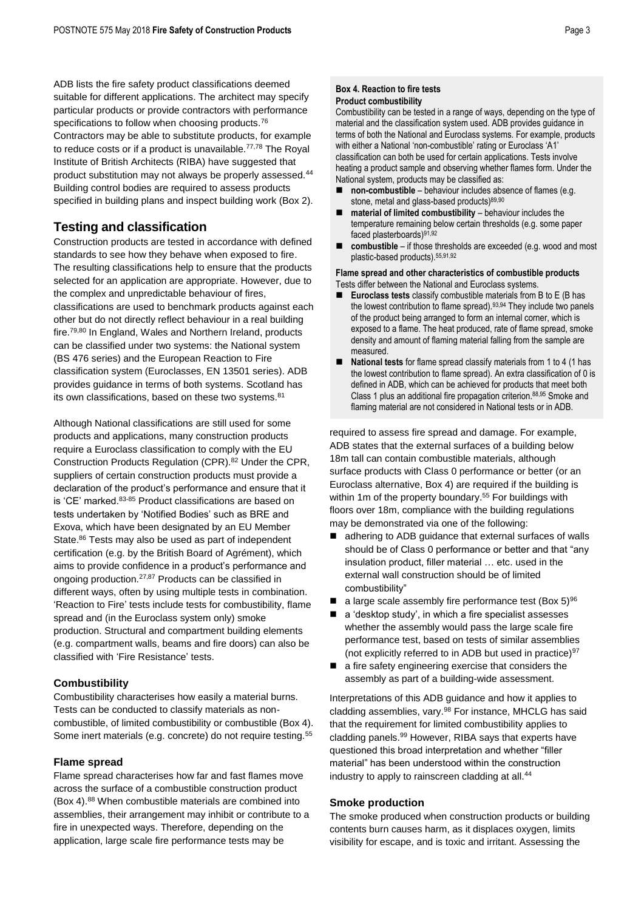ADB lists the fire safety product classifications deemed suitable for different applications. The architect may specify particular products or provide contractors with performance specifications to follow when choosing products.[76] Contractors may be able to substitute products, for example to reduce costs or if a product is unavailable.[77,78] The Royal Institute of British Architects (RIBA) have suggested that product substitution may not always be properly assessed.[44] Building control bodies are required to assess products specified in building plans and inspect building work (Box 2).

## Testing and classification

Construction products are tested in accordance with defined standards to see how they behave when exposed to fire. The resulting classifications help to ensure that the products selected for an application are appropriate. However, due to the complex and unpredictable behaviour of fires, classifications are used to benchmark products against each other but do not directly reflect behaviour in a real building fire.[79,80] In England, Wales and Northern Ireland, products can be classified under two systems: the National system (BS 476 series) and the European Reaction to Fire classification system (Euroclasses, EN 13501 series). ADB provides guidance in terms of both systems. Scotland has its own classifications, based on these two systems.[81]

Although National classifications are still used for some products and applications, many construction products require a Euroclass classification to comply with the EU Construction Products Regulation (CPR).[82] Under the CPR, suppliers of certain construction products must provide a declaration of the product's performance and ensure that it is 'CE' marked.[83-85] Product classifications are based on tests undertaken by 'Notified Bodies' such as BRE and Exova, which have been designated by an EU Member State.[86] Tests may also be used as part of independent certification (e.g. by the British Board of Agrément), which aims to provide confidence in a product's performance and ongoing production.[27,87] Products can be classified in different ways, often by using multiple tests in combination. 'Reaction to Fire' tests include tests for combustibility, flame spread and (in the Euroclass system only) smoke production. Structural and compartment building elements (e.g. compartment walls, beams and fire doors) can also be classified with 'Fire Resistance' tests.

### Combustibility

Combustibility characterises how easily a material burns. Tests can be conducted to classify materials as non-combustible, of limited combustibility or combustible (Box 4). Some inert materials (e.g. concrete) do not require testing.[55]

### Flame spread

Flame spread characterises how far and fast flames move across the surface of a combustible construction product (Box 4).[88] When combustible materials are combined into assemblies, their arrangement may inhibit or contribute to a fire in unexpected ways. Therefore, depending on the application, large scale fire performance tests may be required to assess fire spread and damage. For example, ADB states that the external surfaces of a building below 18m tall can contain combustible materials, although surface products with Class 0 performance or better (or an Euroclass alternative, Box 4) are required if the building is within 1m of the property boundary.[55] For buildings with floors over 18m, compliance with the building regulations may be demonstrated via one of the following:

- adhering to ADB guidance that external surfaces of walls should be of Class 0 performance or better and that "any insulation product, filler material … etc. used in the external wall construction should be of limited combustibility"
- a large scale assembly fire performance test (Box 5)[96]
- a 'desktop study', in which a fire specialist assesses whether the assembly would pass the large scale fire performance test, based on tests of similar assemblies (not explicitly referred to in ADB but used in practice)[97]
- a fire safety engineering exercise that considers the assembly as part of a building-wide assessment.

Interpretations of this ADB guidance and how it applies to cladding assemblies, vary.[98] For instance, MHCLG has said that the requirement for limited combustibility applies to cladding panels.[99] However, RIBA says that experts have questioned this broad interpretation and whether "filler material" has been understood within the construction industry to apply to rainscreen cladding at all.[44]

### Smoke production

The smoke produced when construction products or building contents burn causes harm, as it displaces oxygen, limits visibility for escape, and is toxic and irritant. Assessing the

**Box 4. Reaction to fire tests**

**Product combustibility**

Combustibility can be tested in a range of ways, depending on the type of material and the classification system used. ADB provides guidance in terms of both the National and Euroclass systems. For example, products with either a National 'non-combustible' rating or Euroclass 'A1' classification can both be used for certain applications. Tests involve heating a product sample and observing whether flames form. Under the National system, products may be classified as:

- **non-combustible** – behaviour includes absence of flames (e.g. stone, metal and glass-based products)[89,90]
- **material of limited combustibility** – behaviour includes the temperature remaining below certain thresholds (e.g. some paper faced plasterboards)[91,92]
- **combustible** – if those thresholds are exceeded (e.g. wood and most plastic-based products).[55,91,92]

**Flame spread and other characteristics of combustible products**

Tests differ between the National and Euroclass systems.

- **Euroclass tests** classify combustible materials from B to E (B has the lowest contribution to flame spread).[93,94] They include two panels of the product being arranged to form an internal corner, which is exposed to a flame. The heat produced, rate of flame spread, smoke density and amount of flaming material falling from the sample are measured.
- **National tests** for flame spread classify materials from 1 to 4 (1 has the lowest contribution to flame spread). An extra classification of 0 is defined in ADB, which can be achieved for products that meet both Class 1 plus an additional fire propagation criterion.[88,95] Smoke and flaming material are not considered in National tests or in ADB.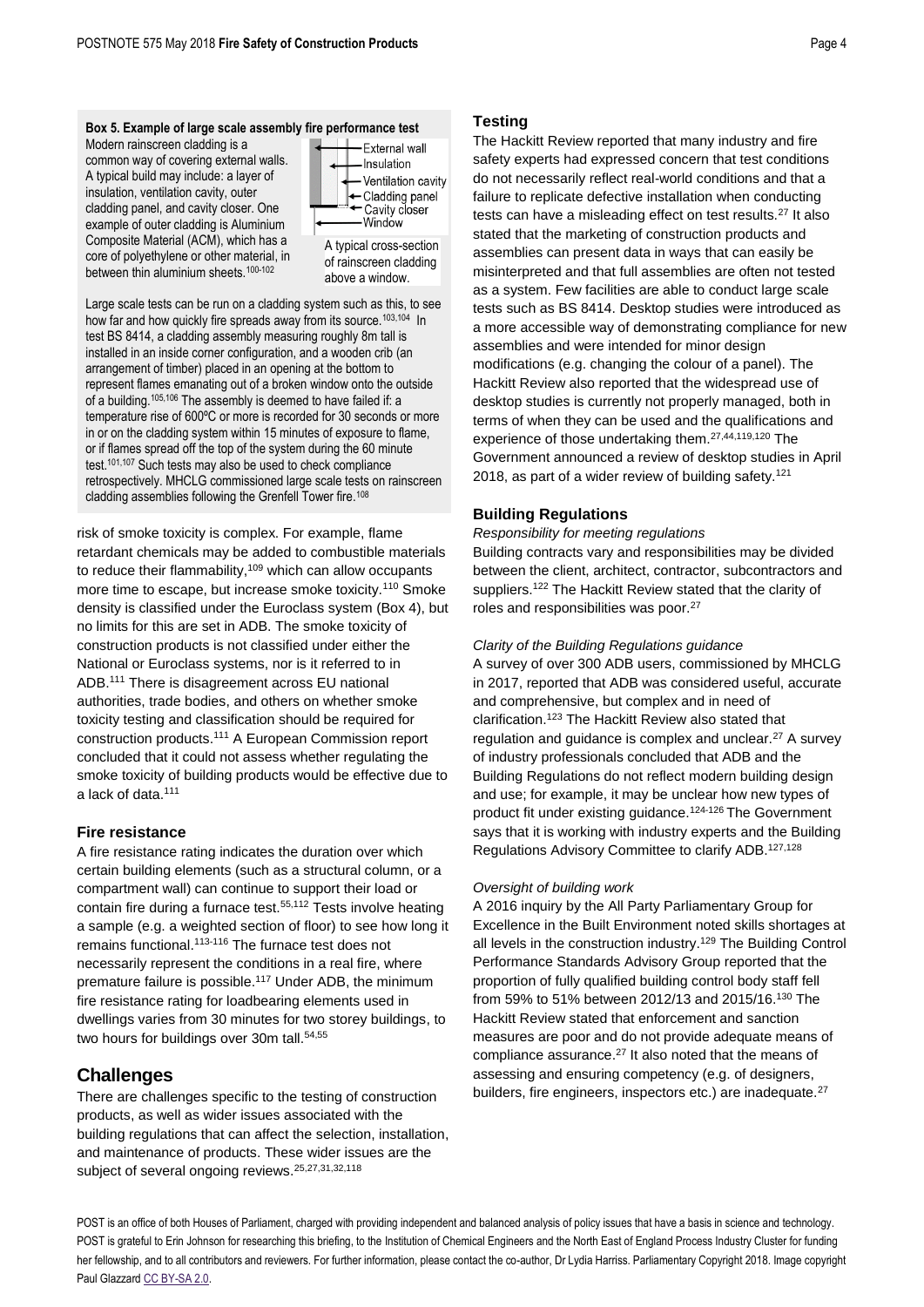**Box 5. Example of large scale assembly fire performance test**

Modern rainscreen cladding is a common way of covering external walls. A typical build may include: a layer of insulation, ventilation cavity, outer cladding panel, and cavity closer. One example of outer cladding is Aluminium Composite Material (ACM), which has a core of polyethylene or other material, in between thin aluminium sheets.[100-102]

External wall
Insulation
Ventilation cavity
Cladding panel
Cavity closer
Window

A typical cross-section of rainscreen cladding above a window.

Large scale tests can be run on a cladding system such as this, to see how far and how quickly fire spreads away from its source.[103,104] In test BS 8414, a cladding assembly measuring roughly 8m tall is installed in an inside corner configuration, and a wooden crib (an arrangement of timber) placed in an opening at the bottom to represent flames emanating out of a broken window onto the outside of a building.[105,106] The assembly is deemed to have failed if: a temperature rise of 600ºC or more is recorded for 30 seconds or more in or on the cladding system within 15 minutes of exposure to flame, or if flames spread off the top of the system during the 60 minute test.[101,107] Such tests may also be used to check compliance retrospectively. MHCLG commissioned large scale tests on rainscreen cladding assemblies following the Grenfell Tower fire.[108]

risk of smoke toxicity is complex. For example, flame retardant chemicals may be added to combustible materials to reduce their flammability,[109] which can allow occupants more time to escape, but increase smoke toxicity.[110] Smoke density is classified under the Euroclass system (Box 4), but no limits for this are set in ADB. The smoke toxicity of construction products is not classified under either the National or Euroclass systems, nor is it referred to in ADB.[111] There is disagreement across EU national authorities, trade bodies, and others on whether smoke toxicity testing and classification should be required for construction products.[111] A European Commission report concluded that it could not assess whether regulating the smoke toxicity of building products would be effective due to a lack of data.[111]

### Fire resistance

A fire resistance rating indicates the duration over which certain building elements (such as a structural column, or a compartment wall) can continue to support their load or contain fire during a furnace test.[55,112] Tests involve heating a sample (e.g. a weighted section of floor) to see how long it remains functional.[113-116] The furnace test does not necessarily represent the conditions in a real fire, where premature failure is possible.[117] Under ADB, the minimum fire resistance rating for loadbearing elements used in dwellings varies from 30 minutes for two storey buildings, to two hours for buildings over 30m tall.[54,55]

## Challenges

There are challenges specific to the testing of construction products, as well as wider issues associated with the building regulations that can affect the selection, installation, and maintenance of products. These wider issues are the subject of several ongoing reviews.[25,27,31,32,118]

### Testing

The Hackitt Review reported that many industry and fire safety experts had expressed concern that test conditions do not necessarily reflect real-world conditions and that a failure to replicate defective installation when conducting tests can have a misleading effect on test results.[27] It also stated that the marketing of construction products and assemblies can present data in ways that can easily be misinterpreted and that full assemblies are often not tested as a system. Few facilities are able to conduct large scale tests such as BS 8414. Desktop studies were introduced as a more accessible way of demonstrating compliance for new assemblies and were intended for minor design modifications (e.g. changing the colour of a panel). The Hackitt Review also reported that the widespread use of desktop studies is currently not properly managed, both in terms of when they can be used and the qualifications and experience of those undertaking them.[27,44,119,120] The Government announced a review of desktop studies in April 2018, as part of a wider review of building safety.[121]

### Building Regulations

*Responsibility for meeting regulations*

Building contracts vary and responsibilities may be divided between the client, architect, contractor, subcontractors and suppliers.[122] The Hackitt Review stated that the clarity of roles and responsibilities was poor.[27]

*Clarity of the Building Regulations guidance*

A survey of over 300 ADB users, commissioned by MHCLG in 2017, reported that ADB was considered useful, accurate and comprehensive, but complex and in need of clarification.[123] The Hackitt Review also stated that regulation and guidance is complex and unclear.[27] A survey of industry professionals concluded that ADB and the Building Regulations do not reflect modern building design and use; for example, it may be unclear how new types of product fit under existing guidance.[124-126] The Government says that it is working with industry experts and the Building Regulations Advisory Committee to clarify ADB.[127,128]

*Oversight of building work*

A 2016 inquiry by the All Party Parliamentary Group for Excellence in the Built Environment noted skills shortages at all levels in the construction industry.[129] The Building Control Performance Standards Advisory Group reported that the proportion of fully qualified building control body staff fell from 59% to 51% between 2012/13 and 2015/16.[130] The Hackitt Review stated that enforcement and sanction measures are poor and do not provide adequate means of compliance assurance.[27] It also noted that the means of assessing and ensuring competency (e.g. of designers, builders, fire engineers, inspectors etc.) are inadequate.[27]

POST is an office of both Houses of Parliament, charged with providing independent and balanced analysis of policy issues that have a basis in science and technology. POST is grateful to Erin Johnson for researching this briefing, to the Institution of Chemical Engineers and the North East of England Process Industry Cluster for funding her fellowship, and to all contributors and reviewers. For further information, please contact the co-author, Dr Lydia Harriss. Parliamentary Copyright 2018. Image copyright Paul Glazzard CC BY-SA 2.0.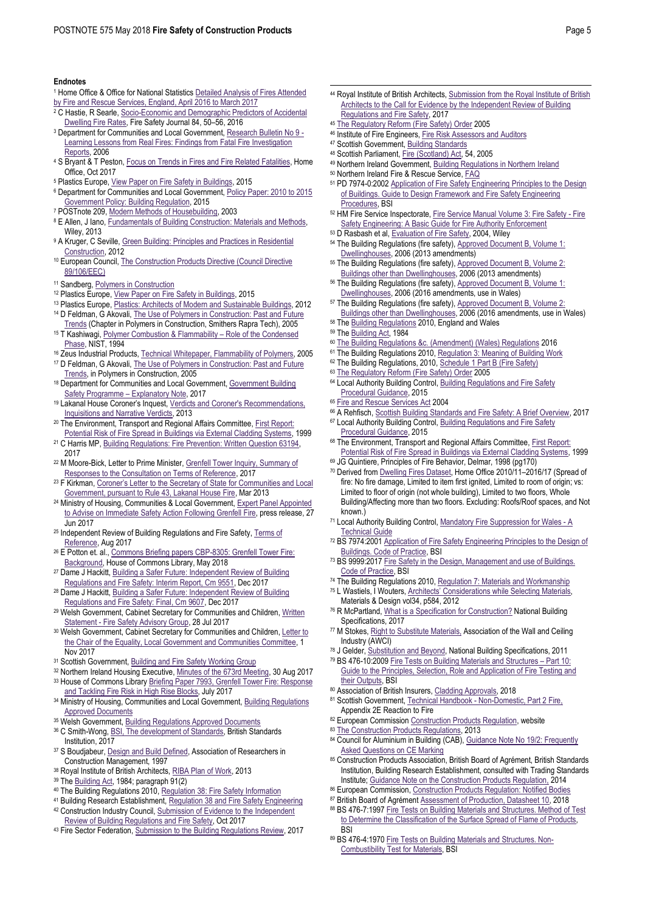## Endnotes

1 Home Office & Office for National Statistics Detailed Analysis of Fires Attended by Fire and Rescue Services, England, April 2016 to March 2017
2 C Hastie, R Searle, Socio-Economic and Demographic Predictors of Accidental Dwelling Fire Rates, Fire Safety Journal 84, 50–56, 2016
3 Department for Communities and Local Government, Research Bulletin No 9 - Learning Lessons from Real Fires: Findings from Fatal Fire Investigation Reports, 2006
4 S Bryant & T Peston, Focus on Trends in Fires and Fire Related Fatalities, Home Office, Oct 2017
5 Plastics Europe, View Paper on Fire Safety in Buildings, 2015
6 Department for Communities and Local Government, Policy Paper: 2010 to 2015 Government Policy: Building Regulation, 2015
7 POSTnote 209, Modern Methods of Housebuilding, 2003
8 E Allen, J Iano, Fundamentals of Building Construction: Materials and Methods, Wiley, 2013
9 A Kruger, C Seville, Green Building: Principles and Practices in Residential Construction, 2012
10 European Council, The Construction Products Directive (Council Directive 89/106/EEC)
11 Sandberg, Polymers in Construction
12 Plastics Europe, View Paper on Fire Safety in Buildings, 2015
13 Plastics Europe, Plastics: Architects of Modern and Sustainable Buildings, 2012
14 D Feldman, G Akovali, The Use of Polymers in Construction: Past and Future Trends (Chapter in Polymers in Construction, Smithers Rapra Tech), 2005
15 T Kashiwagi, Polymer Combustion & Flammability – Role of the Condensed Phase, NIST, 1994
16 Zeus Industrial Products, Technical Whitepaper, Flammability of Polymers, 2005
17 D Feldman, G Akovali, The Use of Polymers in Construction: Past and Future Trends, in Polymers in Construction, 2005
18 Department for Communities and Local Government, Government Building Safety Programme – Explanatory Note, 2017
19 Lakanal House Coroner's Inquest, Verdicts and Coroner's Recommendations, Inquisitions and Narrative Verdicts, 2013
20 The Environment, Transport and Regional Affairs Committee, First Report: Potential Risk of Fire Spread in Buildings via External Cladding Systems, 1999
21 C Harris MP, Building Regulations: Fire Prevention: Written Question 63194, 2017
22 M Moore-Bick, Letter to Prime Minister, Grenfell Tower Inquiry, Summary of Responses to the Consultation on Terms of Reference, 2017
23 F Kirkman, Coroner's Letter to the Secretary of State for Communities and Local Government, pursuant to Rule 43, Lakanal House Fire, Mar 2013
24 Ministry of Housing, Communities & Local Government, Expert Panel Appointed to Advise on Immediate Safety Action Following Grenfell Fire, press release, 27 Jun 2017
25 Independent Review of Building Regulations and Fire Safety, Terms of Reference, Aug 2017
26 E Potton et. al., Commons Briefing papers CBP-8305: Grenfell Tower Fire: Background, House of Commons Library, May 2018
27 Dame J Hackitt, Building a Safer Future: Independent Review of Building Regulations and Fire Safety: Interim Report, Cm 9551, Dec 2017
28 Dame J Hackitt, Building a Safer Future: Independent Review of Building Regulations and Fire Safety: Final, Cm 9607, Dec 2017
29 Welsh Government, Cabinet Secretary for Communities and Children, Written Statement - Fire Safety Advisory Group, 28 Jul 2017
30 Welsh Government, Cabinet Secretary for Communities and Children, Letter to the Chair of the Equality, Local Government and Communities Committee, 1 Nov 2017
31 Scottish Government, Building and Fire Safety Working Group
32 Northern Ireland Housing Executive, Minutes of the 673rd Meeting, 30 Aug 2017
33 House of Commons Library Briefing Paper 7993, Grenfell Tower Fire: Response and Tackling Fire Risk in High Rise Blocks, July 2017
34 Ministry of Housing, Communities and Local Government, Building Regulations Approved Documents
35 Welsh Government, Building Regulations Approved Documents
36 C Smith-Wong, BSI, The development of Standards, British Standards Institution, 2017
37 S Boudjabeur, Design and Build Defined, Association of Researchers in Construction Management, 1997
38 Royal Institute of British Architects, RIBA Plan of Work, 2013
39 The Building Act, 1984; paragraph 91(2)
40 The Building Regulations 2010, Regulation 38: Fire Safety Information
41 Building Research Establishment, Regulation 38 and Fire Safety Engineering
42 Construction Industry Council, Submission of Evidence to the Independent Review of Building Regulations and Fire Safety, Oct 2017
43 Fire Sector Federation, Submission to the Building Regulations Review, 2017
44 Royal Institute of British Architects, Submission from the Royal Institute of British Architects to the Call for Evidence by the Independent Review of Building Regulations and Fire Safety, 2017
45 The Regulatory Reform (Fire Safety) Order 2005
46 Institute of Fire Engineers, Fire Risk Assessors and Auditors
47 Scottish Government, Building Standards
48 Scottish Parliament, Fire (Scotland) Act, 54, 2005
49 Northern Ireland Government, Building Regulations in Northern Ireland
50 Northern Ireland Fire & Rescue Service, FAQ
51 PD 7974-0:2002 Application of Fire Safety Engineering Principles to the Design of Buildings. Guide to Design Framework and Fire Safety Engineering Procedures, BSI
52 HM Fire Service Inspectorate, Fire Service Manual Volume 3: Fire Safety - Fire Safety Engineering: A Basic Guide for Fire Authority Enforcement
53 D Rasbash et al, Evaluation of Fire Safety, 2004, Wiley
54 The Building Regulations (fire safety), Approved Document B, Volume 1: Dwellinghouses, 2006 (2013 amendments)
55 The Building Regulations (fire safety), Approved Document B, Volume 2: Buildings other than Dwellinghouses, 2006 (2013 amendments)
56 The Building Regulations (fire safety), Approved Document B, Volume 1: Dwellinghouses, 2006 (2016 amendments, use in Wales)
57 The Building Regulations (fire safety), Approved Document B, Volume 2: Buildings other than Dwellinghouses, 2006 (2016 amendments, use in Wales)
58 The Building Regulations 2010, England and Wales
59 The Building Act, 1984
60 The Building Regulations &c. (Amendment) (Wales) Regulations 2016
61 The Building Regulations 2010, Regulation 3: Meaning of Building Work
62 The Building Regulations, 2010, Schedule 1 Part B (Fire Safety)
63 The Regulatory Reform (Fire Safety) Order 2005
64 Local Authority Building Control, Building Regulations and Fire Safety Procedural Guidance, 2015
65 Fire and Rescue Services Act 2004
66 A Rehfisch, Scottish Building Standards and Fire Safety: A Brief Overview, 2017
67 Local Authority Building Control, Building Regulations and Fire Safety Procedural Guidance, 2015
68 The Environment, Transport and Regional Affairs Committee, First Report: Potential Risk of Fire Spread in Buildings via External Cladding Systems, 1999
69 JG Quintiere, Principles of Fire Behavior, Delmar, 1998 (pg170)
70 Derived from Dwelling Fires Dataset, Home Office 2010/11–2016/17 (Spread of fire: No fire damage, Limited to item first ignited, Limited to room of origin; vs: Limited to floor of origin (not whole building), Limited to two floors, Whole Building/Affecting more than two floors. Excluding: Roofs/Roof spaces, and Not known.)
71 Local Authority Building Control, Mandatory Fire Suppression for Wales - A Technical Guide
72 BS 7974:2001 Application of Fire Safety Engineering Principles to the Design of Buildings. Code of Practice, BSI
73 BS 9999:2017 Fire Safety in the Design, Management and use of Buildings. Code of Practice, BSI
74 The Building Regulations 2010, Regulation 7: Materials and Workmanship
75 L Wastiels, I Wouters, Architects' Considerations while Selecting Materials, Materials & Design vol34, p584, 2012
76 R McPartland, What is a Specification for Construction? National Building Specifications, 2017
77 M Stokes, Right to Substitute Materials, Association of the Wall and Ceiling Industry (AWCI)
78 J Gelder, Substitution and Beyond, National Building Specifications, 2011
79 BS 476-10:2009 Fire Tests on Building Materials and Structures – Part 10: Guide to the Principles, Selection, Role and Application of Fire Testing and their Outputs, BSI
80 Association of British Insurers, Cladding Approvals, 2018
81 Scottish Government, Technical Handbook - Non-Domestic, Part 2 Fire, Appendix 2E Reaction to Fire
82 European Commission Construction Products Regulation, website
83 The Construction Products Regulations, 2013
84 Council for Aluminium in Building (CAB), Guidance Note No 19/2: Frequently Asked Questions on CE Marking
85 Construction Products Association, British Board of Agrément, British Standards Institution, Building Research Establishment, consulted with Trading Standards Institute; Guidance Note on the Construction Products Regulation, 2014
86 European Commission, Construction Products Regulation: Notified Bodies
87 British Board of Agrément Assessment of Production, Datasheet 10, 2018
88 BS 476-7:1997 Fire Tests on Building Materials and Structures. Method of Test to Determine the Classification of the Surface Spread of Flame of Products, BSI
89 BS 476-4:1970 Fire Tests on Building Materials and Structures. Non-Combustibility Test for Materials, BSI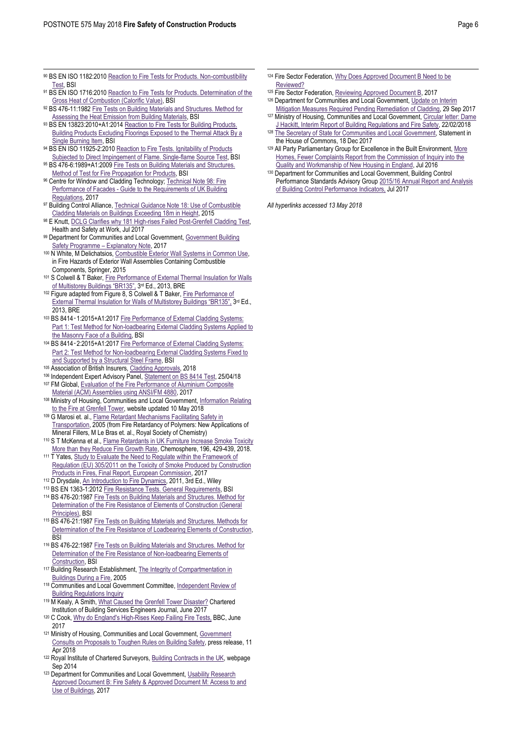[90] BS EN ISO 1182:2010 Reaction to Fire Tests for Products. Non-combustibility Test, BSI

[91] BS EN ISO 1716:2010 Reaction to Fire Tests for Products. Determination of the Gross Heat of Combustion (Calorific Value), BSI

[92] BS 476-11:1982 Fire Tests on Building Materials and Structures. Method for Assessing the Heat Emission from Building Materials, BSI

[93] BS EN 13823:2010+A1:2014 Reaction to Fire Tests for Building Products. Building Products Excluding Floorings Exposed to the Thermal Attack By a Single Burning Item, BSI

[94] BS EN ISO 11925-2:2010 Reaction to Fire Tests. Ignitability of Products Subjected to Direct Impingement of Flame. Single-flame Source Test, BSI

[95] BS 476-6:1989+A1:2009 Fire Tests on Building Materials and Structures. Method of Test for Fire Propagation for Products, BSI

[96] Centre for Window and Cladding Technology; Technical Note 98: Fire Performance of Facades - Guide to the Requirements of UK Building Regulations, 2017

[97] Building Control Alliance, Technical Guidance Note 18: Use of Combustible Cladding Materials on Buildings Exceeding 18m in Height, 2015

[98] E Knutt, DCLG Clarifies why 181 High-rises Failed Post-Grenfell Cladding Test, Health and Safety at Work, Jul 2017

[99] Department for Communities and Local Government, Government Building Safety Programme – Explanatory Note, 2017

[100] N White, M Delichatsios, Combustible Exterior Wall Systems in Common Use, in Fire Hazards of Exterior Wall Assemblies Containing Combustible Components, Springer, 2015

[101] S Colwell & T Baker, Fire Performance of External Thermal Insulation for Walls of Multistorey Buildings "BR135", 3rd Ed., 2013, BRE

[102] Figure adapted from Figure 8, S Colwell & T Baker, Fire Performance of External Thermal Insulation for Walls of Multistorey Buildings "BR135", 3rd Ed., 2013, BRE

[103] BS 8414‑1:2015+A1:2017 Fire Performance of External Cladding Systems: Part 1: Test Method for Non-loadbearing External Cladding Systems Applied to the Masonry Face of a Building, BSI

[104] BS 8414‑2:2015+A1:2017 Fire Performance of External Cladding Systems: Part 2: Test Method for Non-loadbearing External Cladding Systems Fixed to and Supported by a Structural Steel Frame, BSI

[105] Association of British Insurers, Cladding Approvals, 2018

[106] Independent Expert Advisory Panel, Statement on BS 8414 Test, 25/04/18

[107] FM Global, Evaluation of the Fire Performance of Aluminium Composite Material (ACM) Assemblies using ANSI/FM 4880, 2017

[108] Ministry of Housing, Communities and Local Government, Information Relating to the Fire at Grenfell Tower, website updated 10 May 2018

[109] G Marosi et. al., Flame Retardant Mechanisms Facilitating Safety in Transportation, 2005 (from Fire Retardancy of Polymers: New Applications of Mineral Fillers, M Le Bras et. al., Royal Society of Chemistry)

[110] S T McKenna et al., Flame Retardants in UK Furniture Increase Smoke Toxicity More than they Reduce Fire Growth Rate, Chemosphere, 196, 429-439, 2018.

[111] T Yates, Study to Evaluate the Need to Regulate within the Framework of Regulation (EU) 305/2011 on the Toxicity of Smoke Produced by Construction Products in Fires, Final Report, European Commission, 2017

[112] D Drysdale, An Introduction to Fire Dynamics, 2011, 3rd Ed., Wiley

[113] BS EN 1363-1:2012 Fire Resistance Tests. General Requirements, BSI

[114] BS 476-20:1987 Fire Tests on Building Materials and Structures. Method for Determination of the Fire Resistance of Elements of Construction (General Principles), BSI

[115] BS 476-21:1987 Fire Tests on Building Materials and Structures. Methods for Determination of the Fire Resistance of Loadbearing Elements of Construction, BSI

[116] BS 476-22:1987 Fire Tests on Building Materials and Structures. Method for Determination of the Fire Resistance of Non-loadbearing Elements of Construction, BSI

[117] Building Research Establishment, The Integrity of Compartmentation in Buildings During a Fire, 2005

[118] Communities and Local Government Committee, Independent Review of Building Regulations Inquiry

[119] M Kealy, A Smith, What Caused the Grenfell Tower Disaster? Chartered Institution of Building Services Engineers Journal, June 2017

[120] C Cook, Why do England's High-Rises Keep Failing Fire Tests, BBC, June 2017

[121] Ministry of Housing, Communities and Local Government, Government Consults on Proposals to Toughen Rules on Building Safety, press release, 11 Apr 2018

[122] Royal Institute of Chartered Surveyors, Building Contracts in the UK, webpage Sep 2014

[123] Department for Communities and Local Government, Usability Research Approved Document B: Fire Safety & Approved Document M: Access to and Use of Buildings, 2017

[124] Fire Sector Federation, Why Does Approved Document B Need to be Reviewed?

[125] Fire Sector Federation, Reviewing Approved Document B, 2017

[126] Department for Communities and Local Government, Update on Interim Mitigation Measures Required Pending Remediation of Cladding, 29 Sep 2017

[127] Ministry of Housing, Communities and Local Government, Circular letter: Dame J Hackitt, Interim Report of Building Regulations and Fire Safety, 22/02/2018

[128] The Secretary of State for Communities and Local Government, Statement in the House of Commons, 18 Dec 2017

[129] All Party Parliamentary Group for Excellence in the Built Environment, More Homes, Fewer Complaints Report from the Commission of Inquiry into the Quality and Workmanship of New Housing in England, Jul 2016

[130] Department for Communities and Local Government, Building Control Performance Standards Advisory Group 2015/16 Annual Report and Analysis of Building Control Performance Indicators, Jul 2017

*All hyperlinks accessed 13 May 2018*